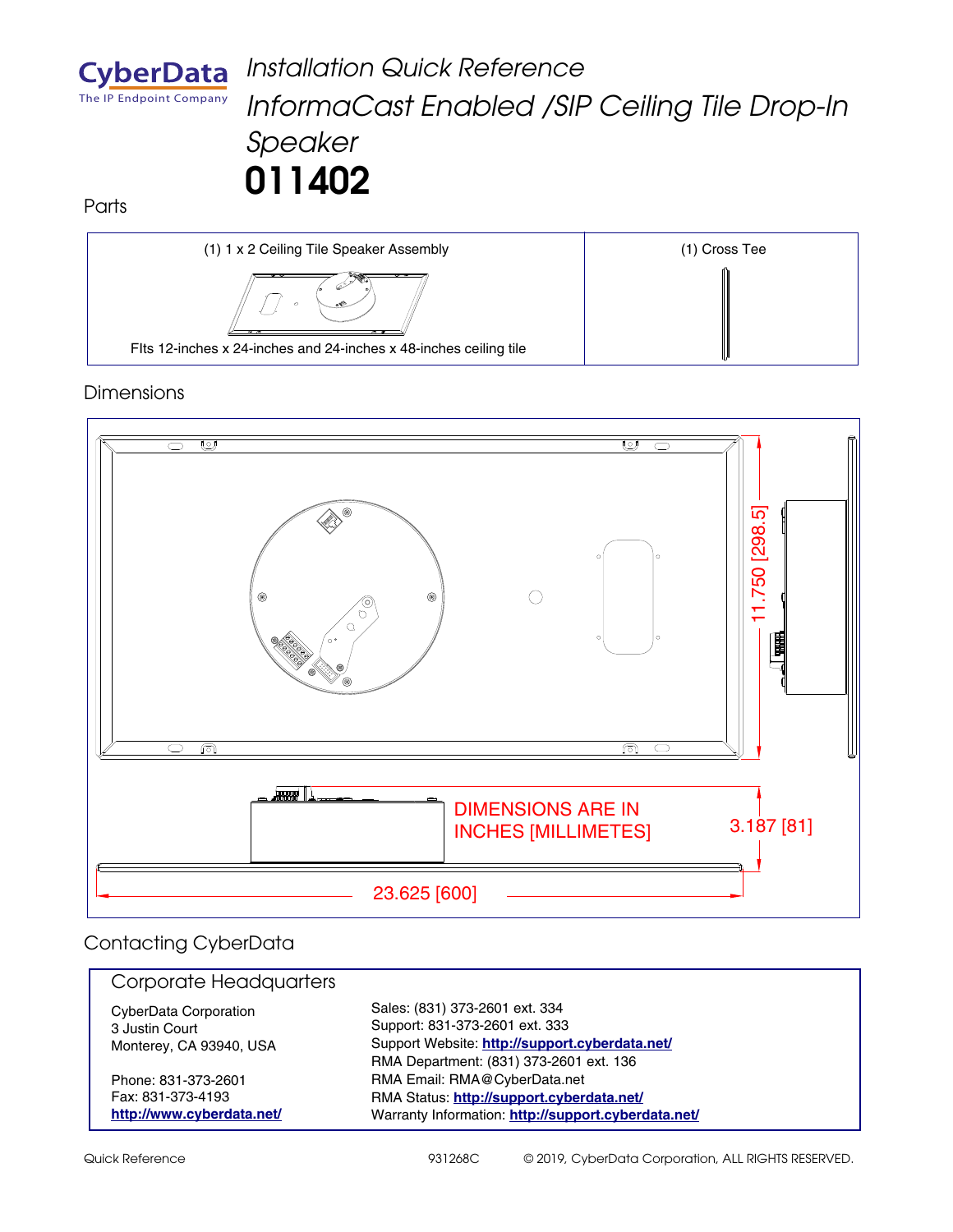CyberData
The IP Endpoint Company

# *Installation Quick Reference*
# *InformaCast Enabled /SIP Ceiling Tile Drop-In Speaker*
# 011402

## Parts

| (1) 1 x 2 Ceiling Tile Speaker Assembly | (1) Cross Tee |
|---|---|
| FIts 12-inches x 24-inches and 24-inches x 48-inches ceiling tile | |

## Dimensions

11.750 [298.5]

3.187 [81]

23.625 [600]

DIMENSIONS ARE IN INCHES [MILLIMETES]

## Contacting CyberData

### Corporate Headquarters

CyberData Corporation
3 Justin Court
Monterey, CA 93940, USA

Phone: 831-373-2601
Fax: 831-373-4193
**http://www.cyberdata.net/**

Sales: (831) 373-2601 ext. 334
Support: 831-373-2601 ext. 333
Support Website: **http://support.cyberdata.net/**
RMA Department: (831) 373-2601 ext. 136
RMA Email: RMA@CyberData.net
RMA Status: **http://support.cyberdata.net/**
Warranty Information: **http://support.cyberdata.net/**

Quick Reference 931268C © 2019, CyberData Corporation, ALL RIGHTS RESERVED.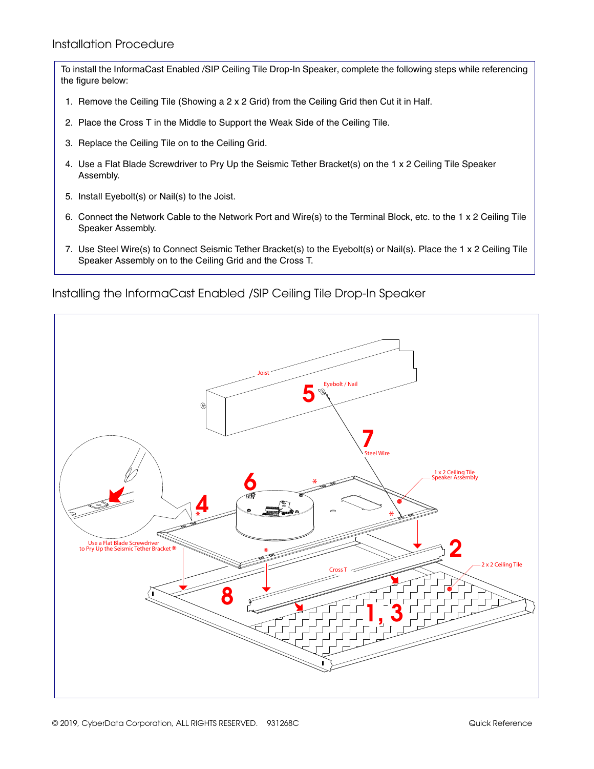## Installation Procedure

To install the InformaCast Enabled /SIP Ceiling Tile Drop-In Speaker, complete the following steps while referencing the figure below:

1. Remove the Ceiling Tile (Showing a 2 x 2 Grid) from the Ceiling Grid then Cut it in Half.
2. Place the Cross T in the Middle to Support the Weak Side of the Ceiling Tile.
3. Replace the Ceiling Tile on to the Ceiling Grid.
4. Use a Flat Blade Screwdriver to Pry Up the Seismic Tether Bracket(s) on the 1 x 2 Ceiling Tile Speaker Assembly.
5. Install Eyebolt(s) or Nail(s) to the Joist.
6. Connect the Network Cable to the Network Port and Wire(s) to the Terminal Block, etc. to the 1 x 2 Ceiling Tile Speaker Assembly.
7. Use Steel Wire(s) to Connect Seismic Tether Bracket(s) to the Eyebolt(s) or Nail(s). Place the 1 x 2 Ceiling Tile Speaker Assembly on to the Ceiling Grid and the Cross T.

## Installing the InformaCast Enabled /SIP Ceiling Tile Drop-In Speaker

Joist

5 Eyebolt / Nail

7 Steel Wire

6

4

1 x 2 Ceiling Tile Speaker Assembly

Use a Flat Blade Screwdriver to Pry Up the Seismic Tether Bracket *

2

Cross T

2 x 2 Ceiling Tile

8

1, 3

© 2019, CyberData Corporation, ALL RIGHTS RESERVED. 931268C Quick Reference